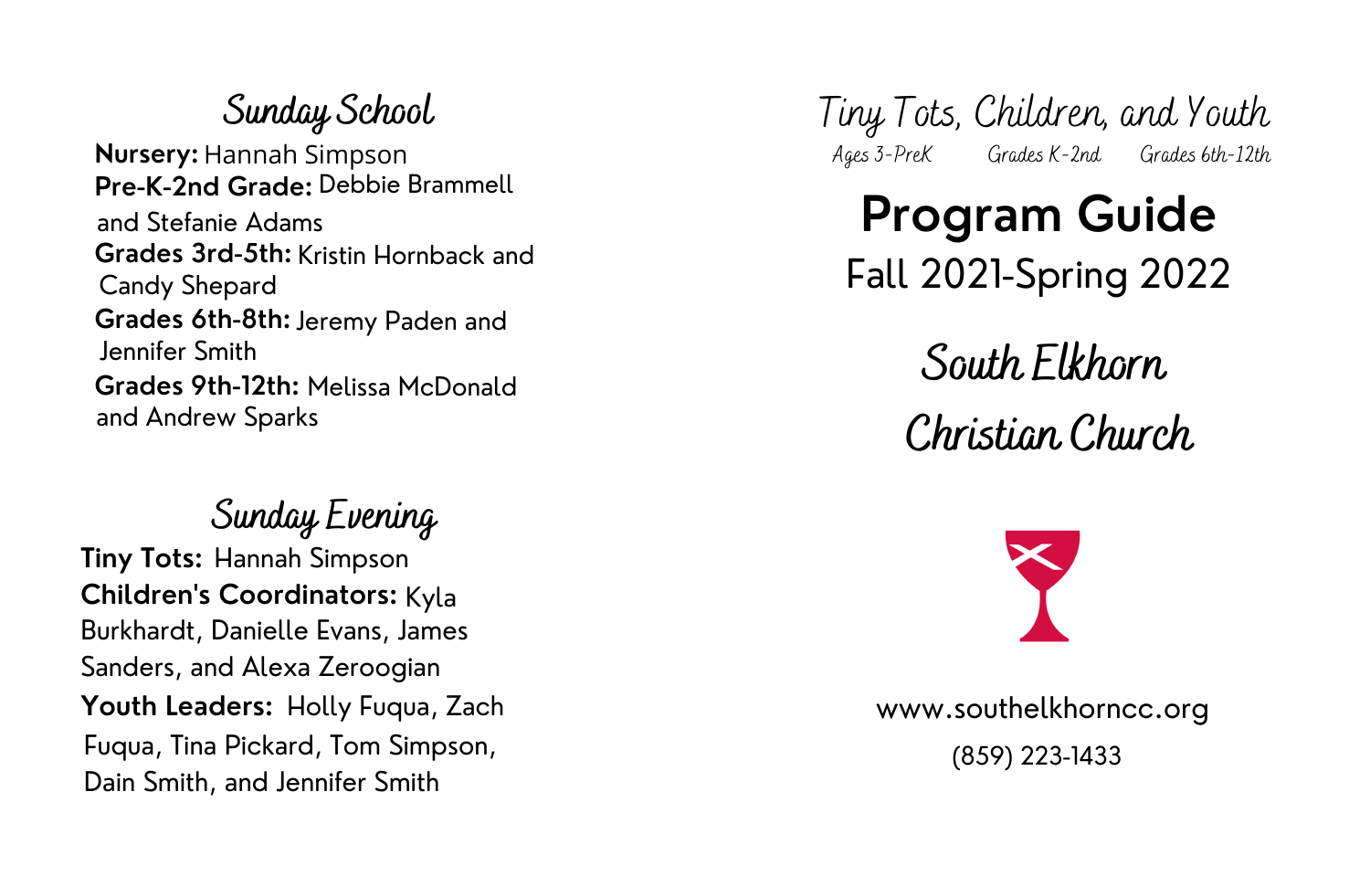## Sunday School

**Nursery:** Hannah Simpson
**Pre-K-2nd Grade:** Debbie Brammell and Stefanie Adams
**Grades 3rd-5th:** Kristin Hornback and Candy Shepard
**Grades 6th-8th:** Jeremy Paden and Jennifer Smith
**Grades 9th-12th:** Melissa McDonald and Andrew Sparks

## Sunday Evening

**Tiny Tots:** Hannah Simpson
**Children's Coordinators:** Kyla Burkhardt, Danielle Evans, James Sanders, and Alexa Zeroogian
**Youth Leaders:** Holly Fuqua, Zach Fuqua, Tina Pickard, Tom Simpson, Dain Smith, and Jennifer Smith

## Tiny Tots, Children, and Youth

*Ages 3-PreK Grades K-2nd Grades 6th-12th*

# Program Guide

Fall 2021-Spring 2022

## South Elkhorn Christian Church

www.southelkhorncc.org

(859) 223-1433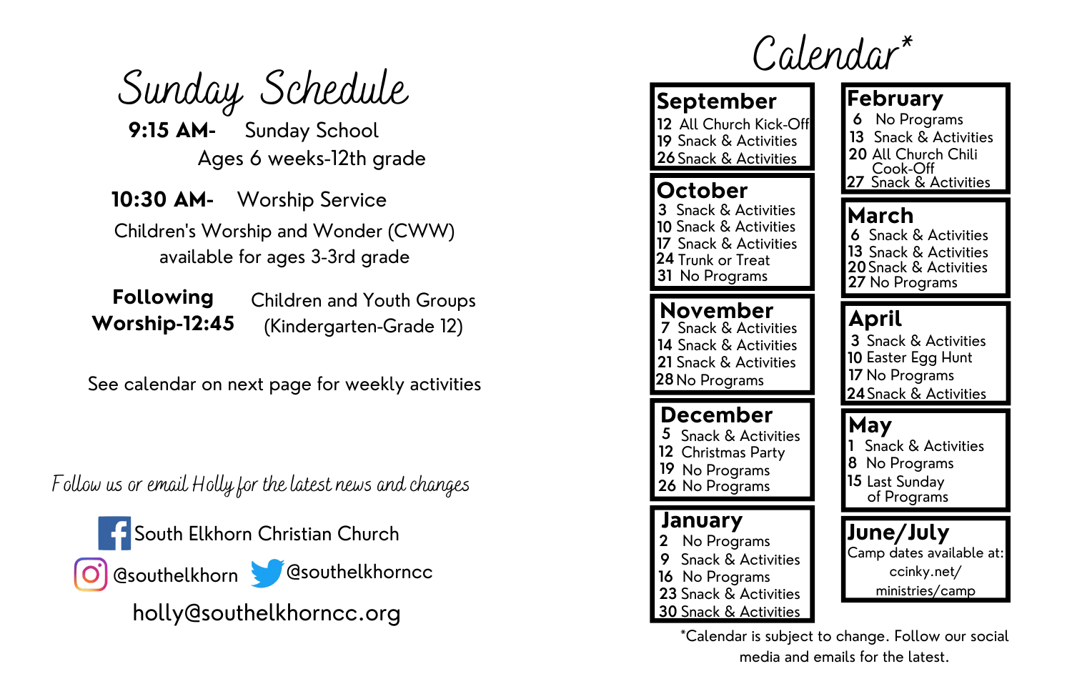# Sunday Schedule

**9:15 AM-** Sunday School
Ages 6 weeks-12th grade

**10:30 AM-** Worship Service
Children's Worship and Wonder (CWW) available for ages 3-3rd grade

**Following Worship-12:45** Children and Youth Groups (Kindergarten-Grade 12)

See calendar on next page for weekly activities

*Follow us or email Holly for the latest news and changes*

South Elkhorn Christian Church

@southelkhorn

@southelkhorncc

holly@southelkhorncc.org

# Calendar*

## September
- 12 All Church Kick-Off
- 19 Snack & Activities
- 26 Snack & Activities

## October
- 3 Snack & Activities
- 10 Snack & Activities
- 17 Snack & Activities
- 24 Trunk or Treat
- 31 No Programs

## November
- 7 Snack & Activities
- 14 Snack & Activities
- 21 Snack & Activities
- 28 No Programs

## December
- 5 Snack & Activities
- 12 Christmas Party
- 19 No Programs
- 26 No Programs

## January
- 2 No Programs
- 9 Snack & Activities
- 16 No Programs
- 23 Snack & Activities
- 30 Snack & Activities

## February
- 6 No Programs
- 13 Snack & Activities
- 20 All Church Chili Cook-Off
- 27 Snack & Activities

## March
- 6 Snack & Activities
- 13 Snack & Activities
- 20 Snack & Activities
- 27 No Programs

## April
- 3 Snack & Activities
- 10 Easter Egg Hunt
- 17 No Programs
- 24 Snack & Activities

## May
- 1 Snack & Activities
- 8 No Programs
- 15 Last Sunday of Programs

## June/July
Camp dates available at: ccinky.net/ministries/camp

*Calendar is subject to change. Follow our social media and emails for the latest.